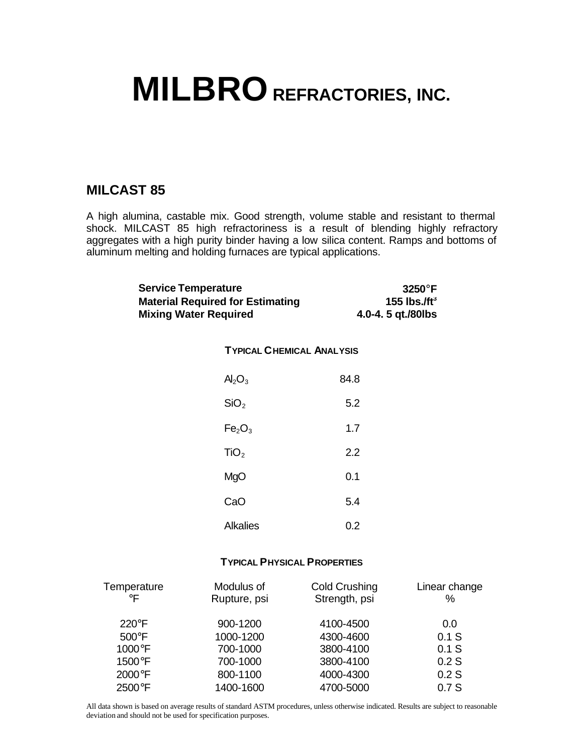# MILBRO REFRACTORIES, INC.

## MILCAST 85

A high alumina, castable mix. Good strength, volume stable and resistant to thermal shock. MILCAST 85 high refractoriness is a result of blending highly refractory aggregates with a high purity binder having a low silica content. Ramps and bottoms of aluminum melting and holding furnaces are typical applications.

| | |
|---|---|
| **Service Temperature** | **3250°F** |
| **Material Required for Estimating** | **155 lbs./ft$^3$** |
| **Mixing Water Required** | **4.0-4. 5 qt./80lbs** |

### TYPICAL CHEMICAL ANALYSIS

| | |
|---|---|
| $Al_2O_3$ | 84.8 |
| $SiO_2$ | 5.2 |
| $Fe_2O_3$ | 1.7 |
| $TiO_2$ | 2.2 |
| MgO | 0.1 |
| CaO | 5.4 |
| Alkalies | 0.2 |

### TYPICAL PHYSICAL PROPERTIES

| Temperature °F | Modulus of Rupture, psi | Cold Crushing Strength, psi | Linear change % |
|---|---|---|---|
| 220°F | 900-1200 | 4100-4500 | 0.0 |
| 500°F | 1000-1200 | 4300-4600 | 0.1 S |
| 1000°F | 700-1000 | 3800-4100 | 0.1 S |
| 1500°F | 700-1000 | 3800-4100 | 0.2 S |
| 2000°F | 800-1100 | 4000-4300 | 0.2 S |
| 2500°F | 1400-1600 | 4700-5000 | 0.7 S |

All data shown is based on average results of standard ASTM procedures, unless otherwise indicated. Results are subject to reasonable deviation and should not be used for specification purposes.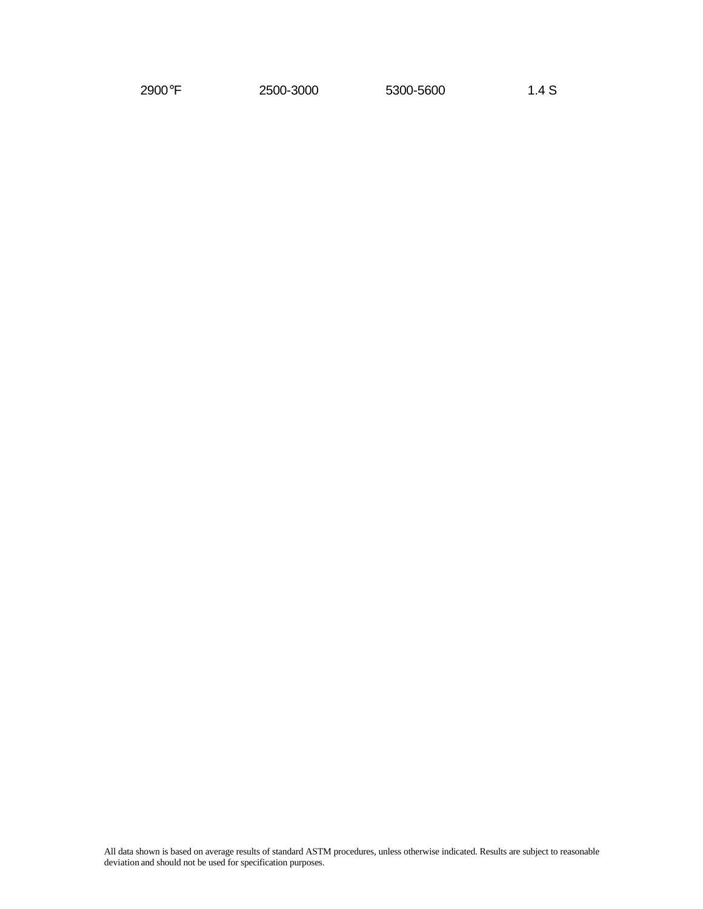| | | | |
|---|---|---|---|
| 2900°F | 2500-3000 | 5300-5600 | 1.4 S |

All data shown is based on average results of standard ASTM procedures, unless otherwise indicated. Results are subject to reasonable deviation and should not be used for specification purposes.